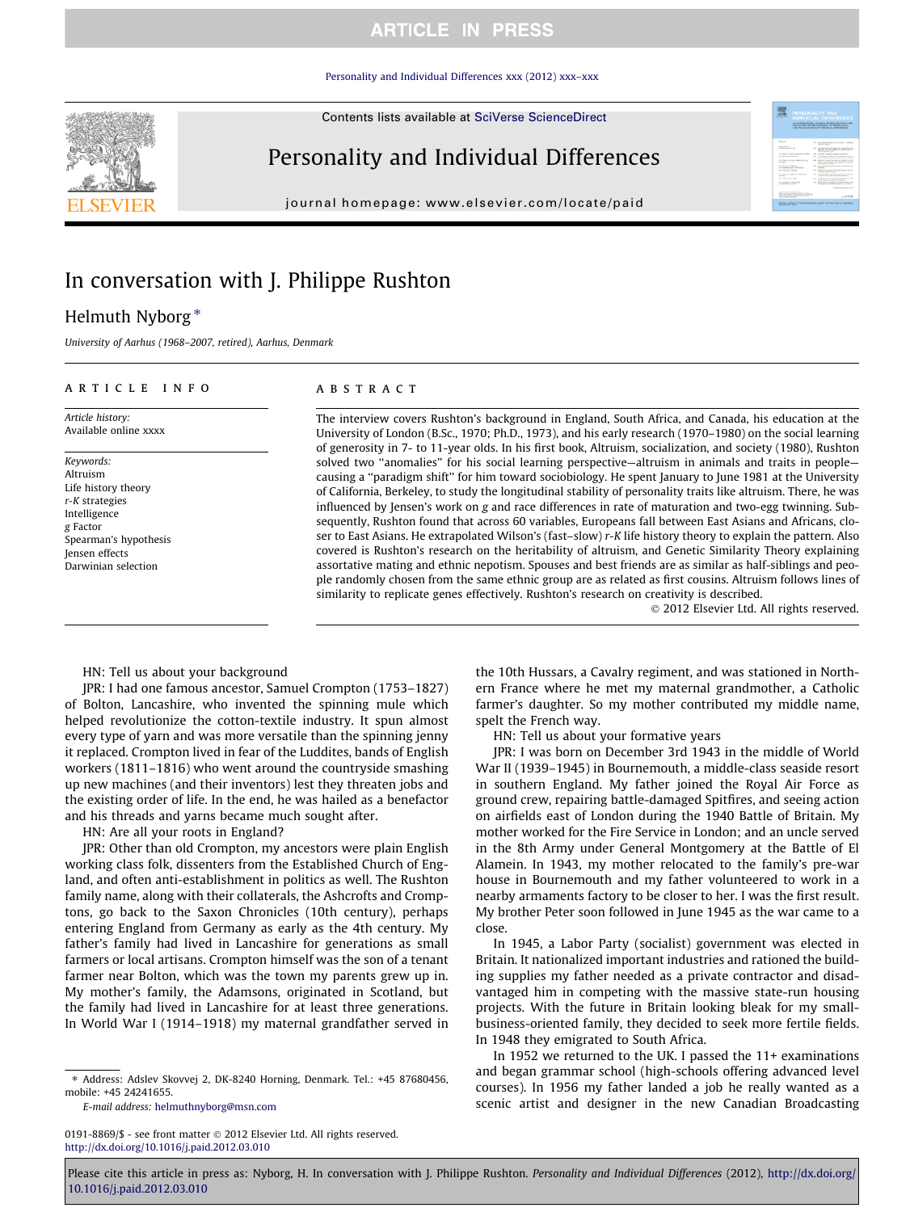# In conversation with J. Philippe Rushton

Helmuth Nyborg *

*University of Aarhus (1968–2007, retired), Aarhus, Denmark*

## ARTICLE INFO

*Article history:*
Available online xxxx

*Keywords:*
Altruism
Life history theory
*r-K* strategies
Intelligence
*g* Factor
Spearman's hypothesis
Jensen effects
Darwinian selection

## ABSTRACT

The interview covers Rushton's background in England, South Africa, and Canada, his education at the University of London (B.Sc., 1970; Ph.D., 1973), and his early research (1970–1980) on the social learning of generosity in 7- to 11-year olds. In his first book, Altruism, socialization, and society (1980), Rushton solved two "anomalies" for his social learning perspective—altruism in animals and traits in people—causing a "paradigm shift" for him toward sociobiology. He spent January to June 1981 at the University of California, Berkeley, to study the longitudinal stability of personality traits like altruism. There, he was influenced by Jensen's work on *g* and race differences in rate of maturation and two-egg twinning. Subsequently, Rushton found that across 60 variables, Europeans fall between East Asians and Africans, closer to East Asians. He extrapolated Wilson's (fast–slow) *r-K* life history theory to explain the pattern. Also covered is Rushton's research on the heritability of altruism, and Genetic Similarity Theory explaining assortative mating and ethnic nepotism. Spouses and best friends are as similar as half-siblings and people randomly chosen from the same ethnic group are as related as first cousins. Altruism follows lines of similarity to replicate genes effectively. Rushton's research on creativity is described.

© 2012 Elsevier Ltd. All rights reserved.

HN: Tell us about your background

JPR: I had one famous ancestor, Samuel Crompton (1753–1827) of Bolton, Lancashire, who invented the spinning mule which helped revolutionize the cotton-textile industry. It spun almost every type of yarn and was more versatile than the spinning jenny it replaced. Crompton lived in fear of the Luddites, bands of English workers (1811–1816) who went around the countryside smashing up new machines (and their inventors) lest they threaten jobs and the existing order of life. In the end, he was hailed as a benefactor and his threads and yarns became much sought after.

HN: Are all your roots in England?

JPR: Other than old Crompton, my ancestors were plain English working class folk, dissenters from the Established Church of England, and often anti-establishment in politics as well. The Rushton family name, along with their collaterals, the Ashcrofts and Cromptons, go back to the Saxon Chronicles (10th century), perhaps entering England from Germany as early as the 4th century. My father's family had lived in Lancashire for generations as small farmers or local artisans. Crompton himself was the son of a tenant farmer near Bolton, which was the town my parents grew up in. My mother's family, the Adamsons, originated in Scotland, but the family had lived in Lancashire for at least three generations. In World War I (1914–1918) my maternal grandfather served in the 10th Hussars, a Cavalry regiment, and was stationed in Northern France where he met my maternal grandmother, a Catholic farmer's daughter. So my mother contributed my middle name, spelt the French way.

HN: Tell us about your formative years

JPR: I was born on December 3rd 1943 in the middle of World War II (1939–1945) in Bournemouth, a middle-class seaside resort in southern England. My father joined the Royal Air Force as ground crew, repairing battle-damaged Spitfires, and seeing action on airfields east of London during the 1940 Battle of Britain. My mother worked for the Fire Service in London; and an uncle served in the 8th Army under General Montgomery at the Battle of El Alamein. In 1943, my mother relocated to the family's pre-war house in Bournemouth and my father volunteered to work in a nearby armaments factory to be closer to her. I was the first result. My brother Peter soon followed in June 1945 as the war came to a close.

In 1945, a Labor Party (socialist) government was elected in Britain. It nationalized important industries and rationed the building supplies my father needed as a private contractor and disadvantaged him in competing with the massive state-run housing projects. With the future in Britain looking bleak for my small-business-oriented family, they decided to seek more fertile fields. In 1948 they emigrated to South Africa.

In 1952 we returned to the UK. I passed the 11+ examinations and began grammar school (high-schools offering advanced level courses). In 1956 my father landed a job he really wanted as a scenic artist and designer in the new Canadian Broadcasting

---

* Address: Adslev Skovvej 2, DK-8240 Horning, Denmark. Tel.: +45 87680456, mobile: +45 24241655.
*E-mail address:* helmuthnyborg@msn.com

0191-8869/$ - see front matter © 2012 Elsevier Ltd. All rights reserved.
http://dx.doi.org/10.1016/j.paid.2012.03.010

Please cite this article in press as: Nyborg, H. In conversation with J. Philippe Rushton. *Personality and Individual Differences* (2012), http://dx.doi.org/10.1016/j.paid.2012.03.010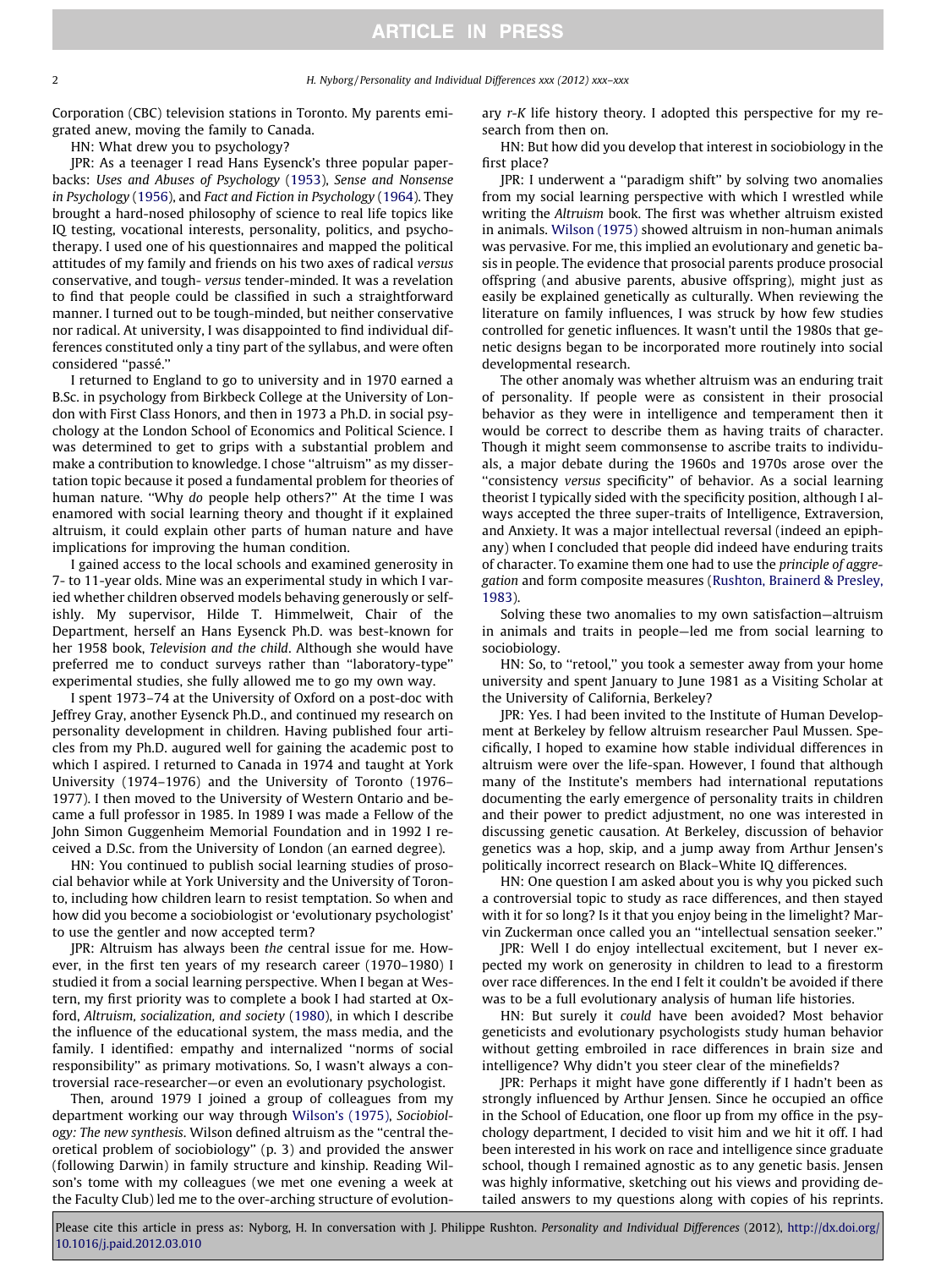Corporation (CBC) television stations in Toronto. My parents emigrated anew, moving the family to Canada.

HN: What drew you to psychology?

JPR: As a teenager I read Hans Eysenck's three popular paperbacks: *Uses and Abuses of Psychology* (1953), *Sense and Nonsense in Psychology* (1956), and *Fact and Fiction in Psychology* (1964). They brought a hard-nosed philosophy of science to real life topics like IQ testing, vocational interests, personality, politics, and psychotherapy. I used one of his questionnaires and mapped the political attitudes of my family and friends on his two axes of radical *versus* conservative, and tough- *versus* tender-minded. It was a revelation to find that people could be classified in such a straightforward manner. I turned out to be tough-minded, but neither conservative nor radical. At university, I was disappointed to find individual differences constituted only a tiny part of the syllabus, and were often considered "passé."

I returned to England to go to university and in 1970 earned a B.Sc. in psychology from Birkbeck College at the University of London with First Class Honors, and then in 1973 a Ph.D. in social psychology at the London School of Economics and Political Science. I was determined to get to grips with a substantial problem and make a contribution to knowledge. I chose "altruism" as my dissertation topic because it posed a fundamental problem for theories of human nature. "Why *do* people help others?" At the time I was enamored with social learning theory and thought if it explained altruism, it could explain other parts of human nature and have implications for improving the human condition.

I gained access to the local schools and examined generosity in 7- to 11-year olds. Mine was an experimental study in which I varied whether children observed models behaving generously or selfishly. My supervisor, Hilde T. Himmelweit, Chair of the Department, herself an Hans Eysenck Ph.D. was best-known for her 1958 book, *Television and the child*. Although she would have preferred me to conduct surveys rather than "laboratory-type" experimental studies, she fully allowed me to go my own way.

I spent 1973–74 at the University of Oxford on a post-doc with Jeffrey Gray, another Eysenck Ph.D., and continued my research on personality development in children. Having published four articles from my Ph.D. augured well for gaining the academic post to which I aspired. I returned to Canada in 1974 and taught at York University (1974–1976) and the University of Toronto (1976–1977). I then moved to the University of Western Ontario and became a full professor in 1985. In 1989 I was made a Fellow of the John Simon Guggenheim Memorial Foundation and in 1992 I received a D.Sc. from the University of London (an earned degree).

HN: You continued to publish social learning studies of prosocial behavior while at York University and the University of Toronto, including how children learn to resist temptation. So when and how did you become a sociobiologist or 'evolutionary psychologist' to use the gentler and now accepted term?

JPR: Altruism has always been *the* central issue for me. However, in the first ten years of my research career (1970–1980) I studied it from a social learning perspective. When I began at Western, my first priority was to complete a book I had started at Oxford, *Altruism, socialization, and society* (1980), in which I describe the influence of the educational system, the mass media, and the family. I identified: empathy and internalized "norms of social responsibility" as primary motivations. So, I wasn't always a controversial race-researcher—or even an evolutionary psychologist.

Then, around 1979 I joined a group of colleagues from my department working our way through Wilson's (1975), *Sociobiology: The new synthesis*. Wilson defined altruism as the "central theoretical problem of sociobiology" (p. 3) and provided the answer (following Darwin) in family structure and kinship. Reading Wilson's tome with my colleagues (we met one evening a week at the Faculty Club) led me to the over-arching structure of evolutionary *r-K* life history theory. I adopted this perspective for my research from then on.

HN: But how did you develop that interest in sociobiology in the first place?

JPR: I underwent a "paradigm shift" by solving two anomalies from my social learning perspective with which I wrestled while writing the *Altruism* book. The first was whether altruism existed in animals. Wilson (1975) showed altruism in non-human animals was pervasive. For me, this implied an evolutionary and genetic basis in people. The evidence that prosocial parents produce prosocial offspring (and abusive parents, abusive offspring), might just as easily be explained genetically as culturally. When reviewing the literature on family influences, I was struck by how few studies controlled for genetic influences. It wasn't until the 1980s that genetic designs began to be incorporated more routinely into social developmental research.

The other anomaly was whether altruism was an enduring trait of personality. If people were as consistent in their prosocial behavior as they were in intelligence and temperament then it would be correct to describe them as having traits of character. Though it might seem commonsense to ascribe traits to individuals, a major debate during the 1960s and 1970s arose over the "consistency *versus* specificity" of behavior. As a social learning theorist I typically sided with the specificity position, although I always accepted the three super-traits of Intelligence, Extraversion, and Anxiety. It was a major intellectual reversal (indeed an epiphany) when I concluded that people did indeed have enduring traits of character. To examine them one had to use the *principle of aggregation* and form composite measures (Rushton, Brainerd & Presley, 1983).

Solving these two anomalies to my own satisfaction—altruism in animals and traits in people—led me from social learning to sociobiology.

HN: So, to "retool," you took a semester away from your home university and spent January to June 1981 as a Visiting Scholar at the University of California, Berkeley?

JPR: Yes. I had been invited to the Institute of Human Development at Berkeley by fellow altruism researcher Paul Mussen. Specifically, I hoped to examine how stable individual differences in altruism were over the life-span. However, I found that although many of the Institute's members had international reputations documenting the early emergence of personality traits in children and their power to predict adjustment, no one was interested in discussing genetic causation. At Berkeley, discussion of behavior genetics was a hop, skip, and a jump away from Arthur Jensen's politically incorrect research on Black–White IQ differences.

HN: One question I am asked about you is why you picked such a controversial topic to study as race differences, and then stayed with it for so long? Is it that you enjoy being in the limelight? Marvin Zuckerman once called you an "intellectual sensation seeker."

JPR: Well I do enjoy intellectual excitement, but I never expected my work on generosity in children to lead to a firestorm over race differences. In the end I felt it couldn't be avoided if there was to be a full evolutionary analysis of human life histories.

HN: But surely it *could* have been avoided? Most behavior geneticists and evolutionary psychologists study human behavior without getting embroiled in race differences in brain size and intelligence? Why didn't you steer clear of the minefields?

JPR: Perhaps it might have gone differently if I hadn't been as strongly influenced by Arthur Jensen. Since he occupied an office in the School of Education, one floor up from my office in the psychology department, I decided to visit him and we hit it off. I had been interested in his work on race and intelligence since graduate school, though I remained agnostic as to any genetic basis. Jensen was highly informative, sketching out his views and providing detailed answers to my questions along with copies of his reprints.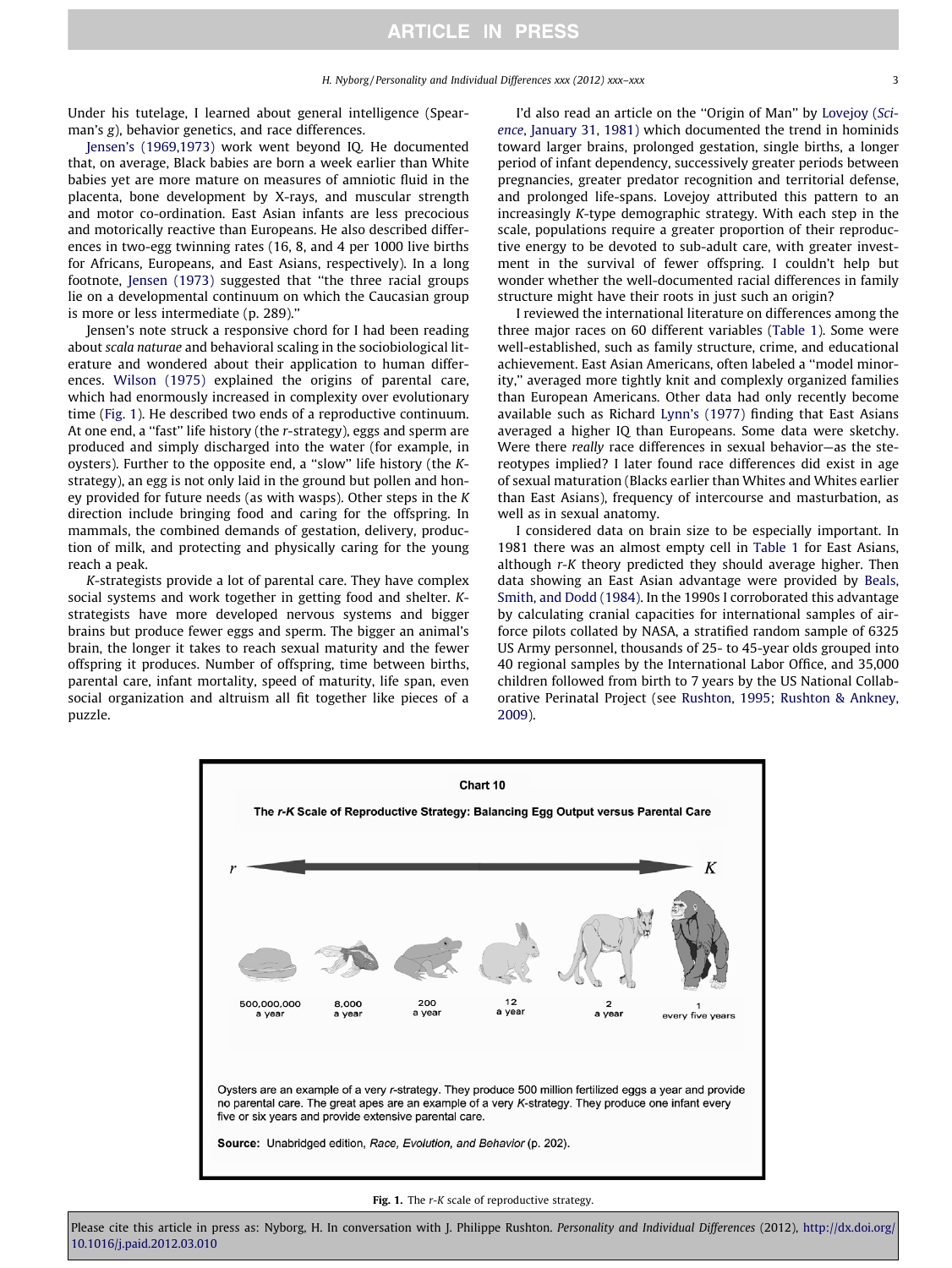Under his tutelage, I learned about general intelligence (Spearman's *g*), behavior genetics, and race differences.

Jensen's (1969,1973) work went beyond IQ. He documented that, on average, Black babies are born a week earlier than White babies yet are more mature on measures of amniotic fluid in the placenta, bone development by X-rays, and muscular strength and motor co-ordination. East Asian infants are less precocious and motorically reactive than Europeans. He also described differences in two-egg twinning rates (16, 8, and 4 per 1000 live births for Africans, Europeans, and East Asians, respectively). In a long footnote, Jensen (1973) suggested that "the three racial groups lie on a developmental continuum on which the Caucasian group is more or less intermediate (p. 289)."

Jensen's note struck a responsive chord for I had been reading about *scala naturae* and behavioral scaling in the sociobiological literature and wondered about their application to human differences. Wilson (1975) explained the origins of parental care, which had enormously increased in complexity over evolutionary time (Fig. 1). He described two ends of a reproductive continuum. At one end, a "fast" life history (the *r*-strategy), eggs and sperm are produced and simply discharged into the water (for example, in oysters). Further to the opposite end, a "slow" life history (the *K*-strategy), an egg is not only laid in the ground but pollen and honey provided for future needs (as with wasps). Other steps in the *K* direction include bringing food and caring for the offspring. In mammals, the combined demands of gestation, delivery, production of milk, and protecting and physically caring for the young reach a peak.

*K*-strategists provide a lot of parental care. They have complex social systems and work together in getting food and shelter. *K*-strategists have more developed nervous systems and bigger brains but produce fewer eggs and sperm. The bigger an animal's brain, the longer it takes to reach sexual maturity and the fewer offspring it produces. Number of offspring, time between births, parental care, infant mortality, speed of maturity, life span, even social organization and altruism all fit together like pieces of a puzzle.

I'd also read an article on the "Origin of Man" by Lovejoy (*Science*, January 31, 1981) which documented the trend in hominids toward larger brains, prolonged gestation, single births, a longer period of infant dependency, successively greater periods between pregnancies, greater predator recognition and territorial defense, and prolonged life-spans. Lovejoy attributed this pattern to an increasingly *K*-type demographic strategy. With each step in the scale, populations require a greater proportion of their reproductive energy to be devoted to sub-adult care, with greater investment in the survival of fewer offspring. I couldn't help but wonder whether the well-documented racial differences in family structure might have their roots in just such an origin?

I reviewed the international literature on differences among the three major races on 60 different variables (Table 1). Some were well-established, such as family structure, crime, and educational achievement. East Asian Americans, often labeled a "model minority," averaged more tightly knit and complexly organized families than European Americans. Other data had only recently become available such as Richard Lynn's (1977) finding that East Asians averaged a higher IQ than Europeans. Some data were sketchy. Were there *really* race differences in sexual behavior—as the stereotypes implied? I later found race differences did exist in age of sexual maturation (Blacks earlier than Whites and Whites earlier than East Asians), frequency of intercourse and masturbation, as well as in sexual anatomy.

I considered data on brain size to be especially important. In 1981 there was an almost empty cell in Table 1 for East Asians, although *r*-*K* theory predicted they should average higher. Then data showing an East Asian advantage were provided by Beals, Smith, and Dodd (1984). In the 1990s I corroborated this advantage by calculating cranial capacities for international samples of air-force pilots collated by NASA, a stratified random sample of 6325 US Army personnel, thousands of 25- to 45-year olds grouped into 40 regional samples by the International Labor Office, and 35,000 children followed from birth to 7 years by the US National Collaborative Perinatal Project (see Rushton, 1995; Rushton & Ankney, 2009).

Chart 10

The *r*-*K* Scale of Reproductive Strategy: Balancing Egg Output versus Parental Care

*r* — *K*

500,000,000 a year

8,000 a year

200 a year

12 a year

2 a year

1 every five years

Oysters are an example of a very *r*-strategy. They produce 500 million fertilized eggs a year and provide no parental care. The great apes are an example of a very *K*-strategy. They produce one infant every five or six years and provide extensive parental care.

**Source:** Unabridged edition, *Race, Evolution, and Behavior* (p. 202).

**Fig. 1.** The *r*-*K* scale of reproductive strategy.

Please cite this article in press as: Nyborg, H. In conversation with J. Philippe Rushton. *Personality and Individual Differences* (2012), http://dx.doi.org/10.1016/j.paid.2012.03.010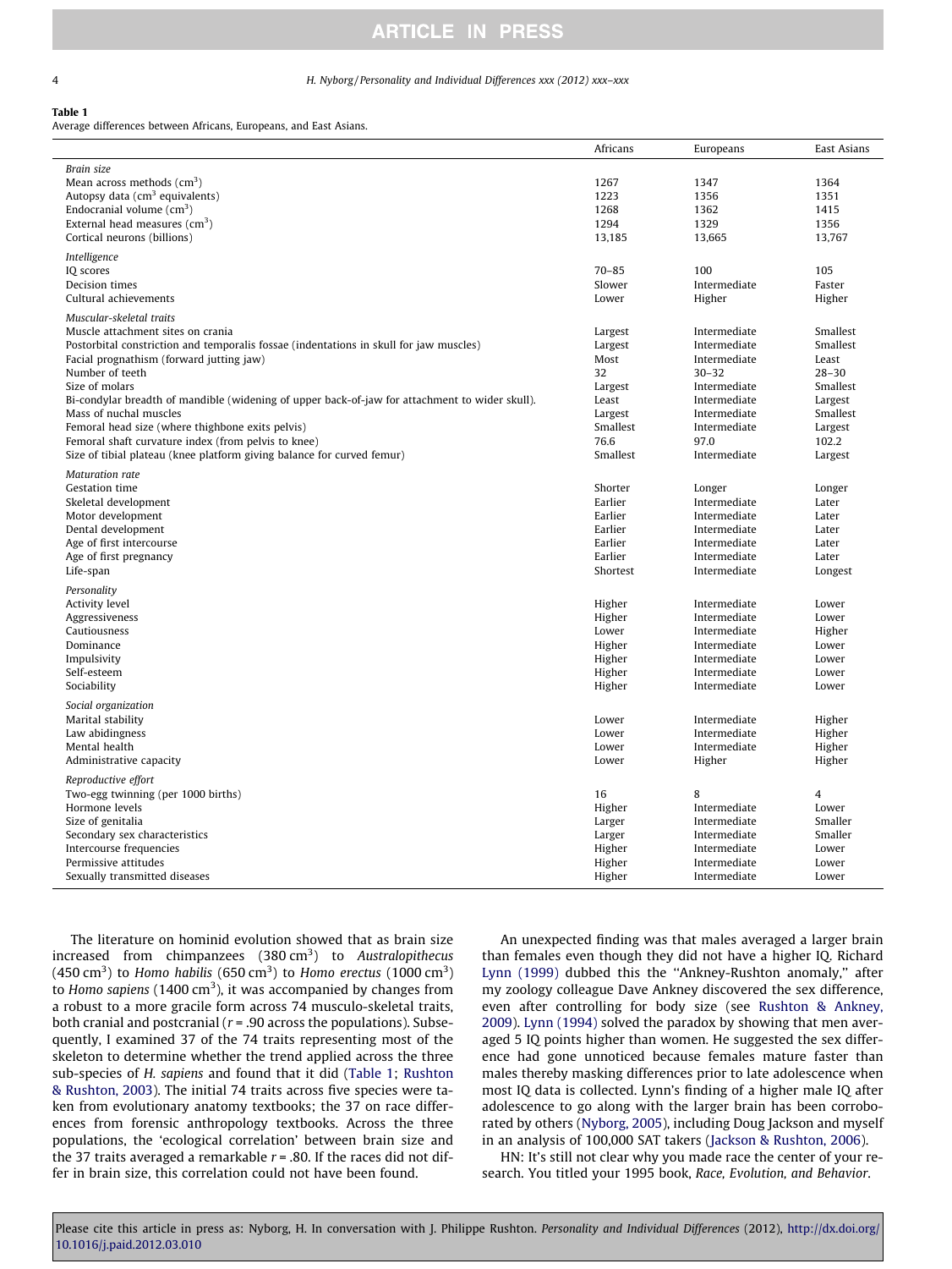**Table 1**
Average differences between Africans, Europeans, and East Asians.

| | Africans | Europeans | East Asians |
|---|---|---|---|
| *Brain size* | | | |
| Mean across methods ($cm^3$) | 1267 | 1347 | 1364 |
| Autopsy data ($cm^3$ equivalents) | 1223 | 1356 | 1351 |
| Endocranial volume ($cm^3$) | 1268 | 1362 | 1415 |
| External head measures ($cm^3$) | 1294 | 1329 | 1356 |
| Cortical neurons (billions) | 13,185 | 13,665 | 13,767 |
| *Intelligence* | | | |
| IQ scores | 70–85 | 100 | 105 |
| Decision times | Slower | Intermediate | Faster |
| Cultural achievements | Lower | Higher | Higher |
| *Muscular-skeletal traits* | | | |
| Muscle attachment sites on crania | Largest | Intermediate | Smallest |
| Postorbital constriction and temporalis fossae (indentations in skull for jaw muscles) | Largest | Intermediate | Smallest |
| Facial prognathism (forward jutting jaw) | Most | Intermediate | Least |
| Number of teeth | 32 | 30–32 | 28–30 |
| Size of molars | Largest | Intermediate | Smallest |
| Bi-condylar breadth of mandible (widening of upper back-of-jaw for attachment to wider skull). | Least | Intermediate | Largest |
| Mass of nuchal muscles | Largest | Intermediate | Smallest |
| Femoral head size (where thighbone exits pelvis) | Smallest | Intermediate | Largest |
| Femoral shaft curvature index (from pelvis to knee) | 76.6 | 97.0 | 102.2 |
| Size of tibial plateau (knee platform giving balance for curved femur) | Smallest | Intermediate | Largest |
| *Maturation rate* | | | |
| Gestation time | Shorter | Longer | Longer |
| Skeletal development | Earlier | Intermediate | Later |
| Motor development | Earlier | Intermediate | Later |
| Dental development | Earlier | Intermediate | Later |
| Age of first intercourse | Earlier | Intermediate | Later |
| Age of first pregnancy | Earlier | Intermediate | Later |
| Life-span | Shortest | Intermediate | Longest |
| *Personality* | | | |
| Activity level | Higher | Intermediate | Lower |
| Aggressiveness | Higher | Intermediate | Lower |
| Cautiousness | Lower | Intermediate | Higher |
| Dominance | Higher | Intermediate | Lower |
| Impulsivity | Higher | Intermediate | Lower |
| Self-esteem | Higher | Intermediate | Lower |
| Sociability | Higher | Intermediate | Lower |
| *Social organization* | | | |
| Marital stability | Lower | Intermediate | Higher |
| Law abidingness | Lower | Intermediate | Higher |
| Mental health | Lower | Intermediate | Higher |
| Administrative capacity | Lower | Higher | Higher |
| *Reproductive effort* | | | |
| Two-egg twinning (per 1000 births) | 16 | 8 | 4 |
| Hormone levels | Higher | Intermediate | Lower |
| Size of genitalia | Larger | Intermediate | Smaller |
| Secondary sex characteristics | Larger | Intermediate | Smaller |
| Intercourse frequencies | Higher | Intermediate | Lower |
| Permissive attitudes | Higher | Intermediate | Lower |
| Sexually transmitted diseases | Higher | Intermediate | Lower |

The literature on hominid evolution showed that as brain size increased from chimpanzees (380 $cm^3$) to *Australopithecus* (450 $cm^3$) to *Homo habilis* (650 $cm^3$) to *Homo erectus* (1000 $cm^3$) to *Homo sapiens* (1400 $cm^3$), it was accompanied by changes from a robust to a more gracile form across 74 musculo-skeletal traits, both cranial and postcranial ($r = .90$ across the populations). Subsequently, I examined 37 of the 74 traits representing most of the skeleton to determine whether the trend applied across the three sub-species of *H. sapiens* and found that it did (Table 1; Rushton & Rushton, 2003). The initial 74 traits across five species were taken from evolutionary anatomy textbooks; the 37 on race differences from forensic anthropology textbooks. Across the three populations, the 'ecological correlation' between brain size and the 37 traits averaged a remarkable $r = .80$. If the races did not differ in brain size, this correlation could not have been found.

An unexpected finding was that males averaged a larger brain than females even though they did not have a higher IQ. Richard Lynn (1999) dubbed this the "Ankney-Rushton anomaly," after my zoology colleague Dave Ankney discovered the sex difference, even after controlling for body size (see Rushton & Ankney, 2009). Lynn (1994) solved the paradox by showing that men averaged 5 IQ points higher than women. He suggested the sex difference had gone unnoticed because females mature faster than males thereby masking differences prior to late adolescence when most IQ data is collected. Lynn's finding of a higher male IQ after adolescence to go along with the larger brain has been corroborated by others (Nyborg, 2005), including Doug Jackson and myself in an analysis of 100,000 SAT takers (Jackson & Rushton, 2006).

HN: It's still not clear why you made race the center of your research. You titled your 1995 book, *Race, Evolution, and Behavior*.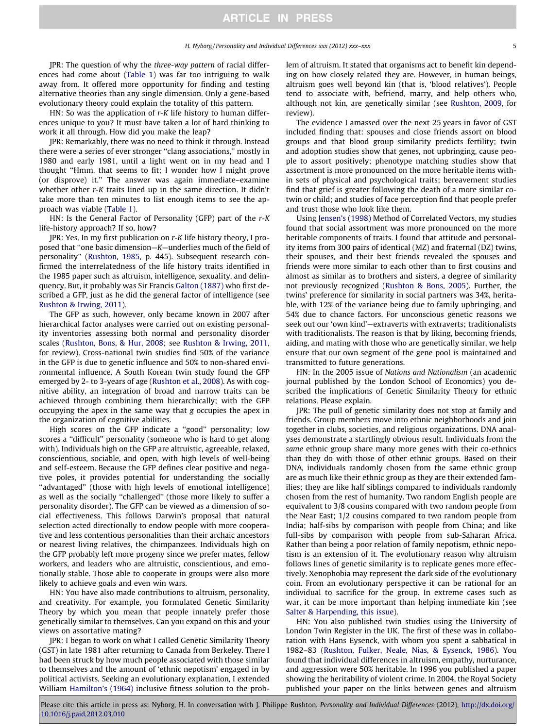JPR: The question of why the *three-way pattern* of racial differences had come about (Table 1) was far too intriguing to walk away from. It offered more opportunity for finding and testing alternative theories than any single dimension. Only a gene-based evolutionary theory could explain the totality of this pattern.

HN: So was the application of *r-K* life history to human differences unique to you? It must have taken a lot of hard thinking to work it all through. How did you make the leap?

JPR: Remarkably, there was no need to think it through. Instead there were a series of ever stronger ''clang associations,'' mostly in 1980 and early 1981, until a light went on in my head and I thought ''Hmm, that seems to fit; I wonder how I might prove (or disprove) it.'' The answer was again immediate–examine whether other *r-K* traits lined up in the same direction. It didn't take more than ten minutes to list enough items to see the approach was viable (Table 1).

HN: Is the General Factor of Personality (GFP) part of the *r-K* life-history approach? If so, how?

JPR: Yes. In my first publication on *r-K* life history theory, I proposed that ''one basic dimension—*K*—underlies much of the field of personality'' (Rushton, 1985, p. 445). Subsequent research confirmed the interrelatedness of the life history traits identified in the 1985 paper such as altruism, intelligence, sexuality, and delinquency. But, it probably was Sir Francis Galton (1887) who first described a GFP, just as he did the general factor of intelligence (see Rushton & Irwing, 2011).

The GFP as such, however, only became known in 2007 after hierarchical factor analyses were carried out on existing personality inventories assessing both normal and personality disorder scales (Rushton, Bons, & Hur, 2008; see Rushton & Irwing, 2011, for review). Cross-national twin studies find 50% of the variance in the GFP is due to genetic influence and 50% to non-shared environmental influence. A South Korean twin study found the GFP emerged by 2- to 3-years of age (Rushton et al., 2008). As with cognitive ability, an integration of broad and narrow traits can be achieved through combining them hierarchically; with the GFP occupying the apex in the same way that *g* occupies the apex in the organization of cognitive abilities.

High scores on the GFP indicate a ''good'' personality; low scores a ''difficult'' personality (someone who is hard to get along with). Individuals high on the GFP are altruistic, agreeable, relaxed, conscientious, sociable, and open, with high levels of well-being and self-esteem. Because the GFP defines clear positive and negative poles, it provides potential for understanding the socially ''advantaged'' (those with high levels of emotional intelligence) as well as the socially ''challenged'' (those more likely to suffer a personality disorder). The GFP can be viewed as a dimension of social effectiveness. This follows Darwin's proposal that natural selection acted directionally to endow people with more cooperative and less contentious personalities than their archaic ancestors or nearest living relatives, the chimpanzees. Individuals high on the GFP probably left more progeny since we prefer mates, fellow workers, and leaders who are altruistic, conscientious, and emotionally stable. Those able to cooperate in groups were also more likely to achieve goals and even win wars.

HN: You have also made contributions to altruism, personality, and creativity. For example, you formulated Genetic Similarity Theory by which you mean that people innately prefer those genetically similar to themselves. Can you expand on this and your views on assortative mating?

JPR: I began to work on what I called Genetic Similarity Theory (GST) in late 1981 after returning to Canada from Berkeley. There I had been struck by how much people associated with those similar to themselves and the amount of 'ethnic nepotism' engaged in by political activists. Seeking an evolutionary explanation, I extended William Hamilton's (1964) inclusive fitness solution to the problem of altruism. It stated that organisms act to benefit kin depending on how closely related they are. However, in human beings, altruism goes well beyond kin (that is, 'blood relatives'). People tend to associate with, befriend, marry, and help others who, although not kin, are genetically similar (see Rushton, 2009, for review).

The evidence I amassed over the next 25 years in favor of GST included finding that: spouses and close friends assort on blood groups and that blood group similarity predicts fertility; twin and adoption studies show that genes, not upbringing, cause people to assort positively; phenotype matching studies show that assortment is more pronounced on the more heritable items within sets of physical and psychological traits; bereavement studies find that grief is greater following the death of a more similar co-twin or child; and studies of face perception find that people prefer and trust those who look like them.

Using Jensen's (1998) Method of Correlated Vectors, my studies found that social assortment was more pronounced on the more heritable components of traits. I found that attitude and personality items from 300 pairs of identical (MZ) and fraternal (DZ) twins, their spouses, and their best friends revealed the spouses and friends were more similar to each other than to first cousins and almost as similar as to brothers and sisters, a degree of similarity not previously recognized (Rushton & Bons, 2005). Further, the twins' preference for similarity in social partners was 34%, heritable, with 12% of the variance being due to family upbringing, and 54% due to chance factors. For unconscious genetic reasons we seek out our 'own kind'—extraverts with extraverts; traditionalists with traditionalists. The reason is that by liking, becoming friends, aiding, and mating with those who are genetically similar, we help ensure that our own segment of the gene pool is maintained and transmitted to future generations.

HN: In the 2005 issue of *Nations and Nationalism* (an academic journal published by the London School of Economics) you described the implications of Genetic Similarity Theory for ethnic relations. Please explain.

JPR: The pull of genetic similarity does not stop at family and friends. Group members move into ethnic neighborhoods and join together in clubs, societies, and religious organizations. DNA analyses demonstrate a startlingly obvious result. Individuals from the *same* ethnic group share many more genes with their co-ethnics than they do with those of other ethnic groups. Based on their DNA, individuals randomly chosen from the same ethnic group are as much like their ethnic group as they are their extended families; they are like half siblings compared to individuals randomly chosen from the rest of humanity. Two random English people are equivalent to 3/8 cousins compared with two random people from the Near East; 1/2 cousins compared to two random people from India; half-sibs by comparison with people from China; and like full-sibs by comparison with people from sub-Saharan Africa. Rather than being a poor relation of family nepotism, ethnic nepotism is an extension of it. The evolutionary reason why altruism follows lines of genetic similarity is to replicate genes more effectively. Xenophobia may represent the dark side of the evolutionary coin. From an evolutionary perspective it can be rational for an individual to sacrifice for the group. In extreme cases such as war, it can be more important than helping immediate kin (see Salter & Harpending, this issue).

HN: You also published twin studies using the University of London Twin Register in the UK. The first of these was in collaboration with Hans Eysenck, with whom you spent a sabbatical in 1982–83 (Rushton, Fulker, Neale, Nias, & Eysenck, 1986). You found that individual differences in altruism, empathy, nurturance, and aggression were 50% heritable. In 1996 you published a paper showing the heritability of violent crime. In 2004, the Royal Society published your paper on the links between genes and altruism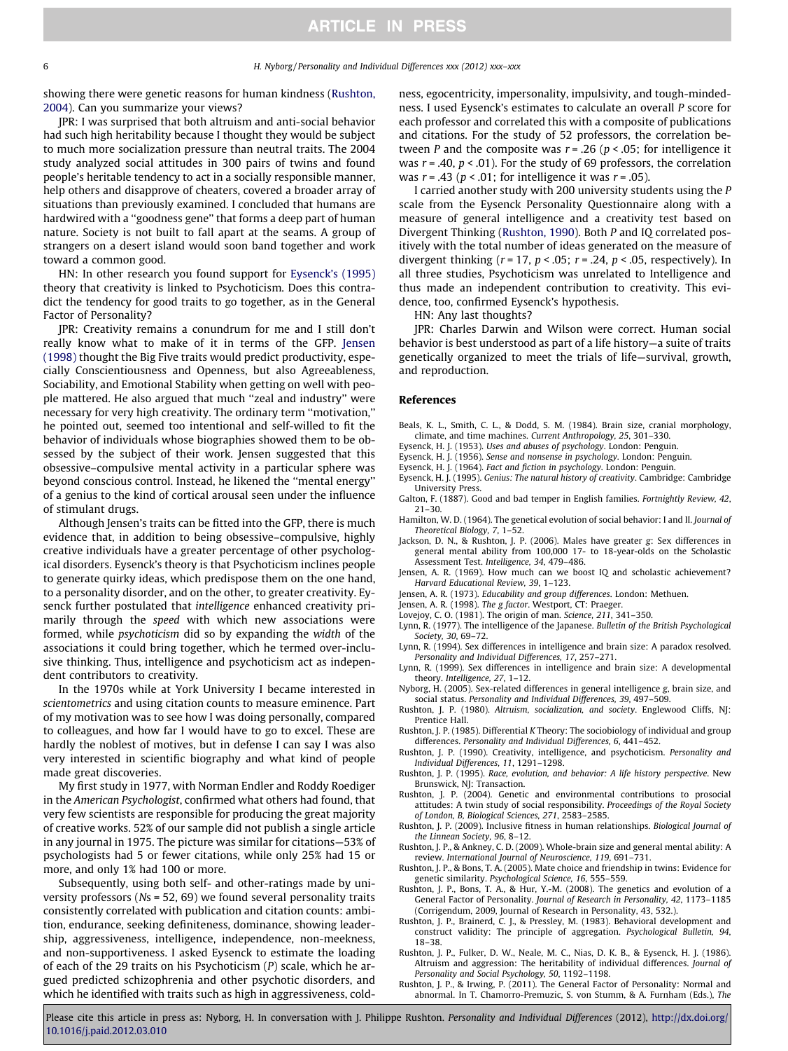showing there were genetic reasons for human kindness (Rushton, 2004). Can you summarize your views?

JPR: I was surprised that both altruism and anti-social behavior had such high heritability because I thought they would be subject to much more socialization pressure than neutral traits. The 2004 study analyzed social attitudes in 300 pairs of twins and found people's heritable tendency to act in a socially responsible manner, help others and disapprove of cheaters, covered a broader array of situations than previously examined. I concluded that humans are hardwired with a "goodness gene" that forms a deep part of human nature. Society is not built to fall apart at the seams. A group of strangers on a desert island would soon band together and work toward a common good.

HN: In other research you found support for Eysenck's (1995) theory that creativity is linked to Psychoticism. Does this contradict the tendency for good traits to go together, as in the General Factor of Personality?

JPR: Creativity remains a conundrum for me and I still don't really know what to make of it in terms of the GFP. Jensen (1998) thought the Big Five traits would predict productivity, especially Conscientiousness and Openness, but also Agreeableness, Sociability, and Emotional Stability when getting on well with people mattered. He also argued that much "zeal and industry" were necessary for very high creativity. The ordinary term "motivation," he pointed out, seemed too intentional and self-willed to fit the behavior of individuals whose biographies showed them to be obsessed by the subject of their work. Jensen suggested that this obsessive–compulsive mental activity in a particular sphere was beyond conscious control. Instead, he likened the "mental energy" of a genius to the kind of cortical arousal seen under the influence of stimulant drugs.

Although Jensen's traits can be fitted into the GFP, there is much evidence that, in addition to being obsessive–compulsive, highly creative individuals have a greater percentage of other psychological disorders. Eysenck's theory is that Psychoticism inclines people to generate quirky ideas, which predispose them on the one hand, to a personality disorder, and on the other, to greater creativity. Eysenck further postulated that *intelligence* enhanced creativity primarily through the *speed* with which new associations were formed, while *psychoticism* did so by expanding the *width* of the associations it could bring together, which he termed over-inclusive thinking. Thus, intelligence and psychoticism act as independent contributors to creativity.

In the 1970s while at York University I became interested in *scientometrics* and using citation counts to measure eminence. Part of my motivation was to see how I was doing personally, compared to colleagues, and how far I would have to go to excel. These are hardly the noblest of motives, but in defense I can say I was also very interested in scientific biography and what kind of people made great discoveries.

My first study in 1977, with Norman Endler and Roddy Roediger in the *American Psychologist*, confirmed what others had found, that very few scientists are responsible for producing the great majority of creative works. 52% of our sample did not publish a single article in any journal in 1975. The picture was similar for citations—53% of psychologists had 5 or fewer citations, while only 25% had 15 or more, and only 1% had 100 or more.

Subsequently, using both self- and other-ratings made by university professors ($N$s = 52, 69) we found several personality traits consistently correlated with publication and citation counts: ambition, endurance, seeking definiteness, dominance, showing leadership, aggressiveness, intelligence, independence, non-meekness, and non-supportiveness. I asked Eysenck to estimate the loading of each of the 29 traits on his Psychoticism ($P$) scale, which he argued predicted schizophrenia and other psychotic disorders, and which he identified with traits such as high in aggressiveness, coldness, egocentricity, impersonality, impulsivity, and tough-mindedness. I used Eysenck's estimates to calculate an overall $P$ score for each professor and correlated this with a composite of publications and citations. For the study of 52 professors, the correlation between $P$ and the composite was $r = .26$ ($p < .05$; for intelligence it was $r = .40$, $p < .01$). For the study of 69 professors, the correlation was $r = .43$ ($p < .01$; for intelligence it was $r = .05$).

I carried another study with 200 university students using the $P$ scale from the Eysenck Personality Questionnaire along with a measure of general intelligence and a creativity test based on Divergent Thinking (Rushton, 1990). Both $P$ and IQ correlated positively with the total number of ideas generated on the measure of divergent thinking ($r = 17$, $p < .05$; $r = .24$, $p < .05$, respectively). In all three studies, Psychoticism was unrelated to Intelligence and thus made an independent contribution to creativity. This evidence, too, confirmed Eysenck's hypothesis.

HN: Any last thoughts?

JPR: Charles Darwin and Wilson were correct. Human social behavior is best understood as part of a life history—a suite of traits genetically organized to meet the trials of life—survival, growth, and reproduction.

## References

Beals, K. L., Smith, C. L., & Dodd, S. M. (1984). Brain size, cranial morphology, climate, and time machines. *Current Anthropology, 25*, 301–330.

Eysenck, H. J. (1953). *Uses and abuses of psychology*. London: Penguin.

Eysenck, H. J. (1956). *Sense and nonsense in psychology*. London: Penguin.

Eysenck, H. J. (1964). *Fact and fiction in psychology*. London: Penguin.

Eysenck, H. J. (1995). *Genius: The natural history of creativity*. Cambridge: Cambridge University Press.

Galton, F. (1887). Good and bad temper in English families. *Fortnightly Review, 42*, 21–30.

Hamilton, W. D. (1964). The genetical evolution of social behavior: I and II. *Journal of Theoretical Biology, 7*, 1–52.

Jackson, D. N., & Rushton, J. P. (2006). Males have greater *g*: Sex differences in general mental ability from 100,000 17- to 18-year-olds on the Scholastic Assessment Test. *Intelligence, 34*, 479–486.

Jensen, A. R. (1969). How much can we boost IQ and scholastic achievement? *Harvard Educational Review, 39*, 1–123.

Jensen, A. R. (1973). *Educability and group differences*. London: Methuen.

Jensen, A. R. (1998). *The g factor*. Westport, CT: Praeger.

Lovejoy, C. O. (1981). The origin of man. *Science, 211*, 341–350.

Lynn, R. (1977). The intelligence of the Japanese. *Bulletin of the British Psychological Society, 30*, 69–72.

Lynn, R. (1994). Sex differences in intelligence and brain size: A paradox resolved. *Personality and Individual Differences, 17*, 257–271.

Lynn, R. (1999). Sex differences in intelligence and brain size: A developmental theory. *Intelligence, 27*, 1–12.

Nyborg, H. (2005). Sex-related differences in general intelligence *g*, brain size, and social status. *Personality and Individual Differences, 39*, 497–509.

Rushton, J. P. (1980). *Altruism, socialization, and society*. Englewood Cliffs, NJ: Prentice Hall.

Rushton, J. P. (1985). Differential *K* Theory: The sociobiology of individual and group differences. *Personality and Individual Differences, 6*, 441–452.

Rushton, J. P. (1990). Creativity, intelligence, and psychoticism. *Personality and Individual Differences, 11*, 1291–1298.

Rushton, J. P. (1995). *Race, evolution, and behavior: A life history perspective*. New Brunswick, NJ: Transaction.

Rushton, J. P. (2004). Genetic and environmental contributions to prosocial attitudes: A twin study of social responsibility. *Proceedings of the Royal Society of London, B, Biological Sciences, 271*, 2583–2585.

Rushton, J. P. (2009). Inclusive fitness in human relationships. *Biological Journal of the Linnean Society, 96*, 8–12.

Rushton, J. P., & Ankney, C. D. (2009). Whole-brain size and general mental ability: A review. *International Journal of Neuroscience, 119*, 691–731.

Rushton, J. P., & Bons, T. A. (2005). Mate choice and friendship in twins: Evidence for genetic similarity. *Psychological Science, 16*, 555–559.

Rushton, J. P., Bons, T. A., & Hur, Y.-M. (2008). The genetics and evolution of a General Factor of Personality. *Journal of Research in Personality, 42*, 1173–1185 (Corrigendum, 2009, Journal of Research in Personality, 43, 532.).

Rushton, J. P., Brainerd, C. J., & Pressley, M. (1983). Behavioral development and construct validity: The principle of aggregation. *Psychological Bulletin, 94*, 18–38.

Rushton, J. P., Fulker, D. W., Neale, M. C., Nias, D. K. B., & Eysenck, H. J. (1986). Altruism and aggression: The heritability of individual differences. *Journal of Personality and Social Psychology, 50*, 1192–1198.

Rushton, J. P., & Irwing, P. (2011). The General Factor of Personality: Normal and abnormal. In T. Chamorro-Premuzic, S. von Stumm, & A. Furnham (Eds.), *The*

Please cite this article in press as: Nyborg, H. In conversation with J. Philippe Rushton. *Personality and Individual Differences* (2012), http://dx.doi.org/10.1016/j.paid.2012.03.010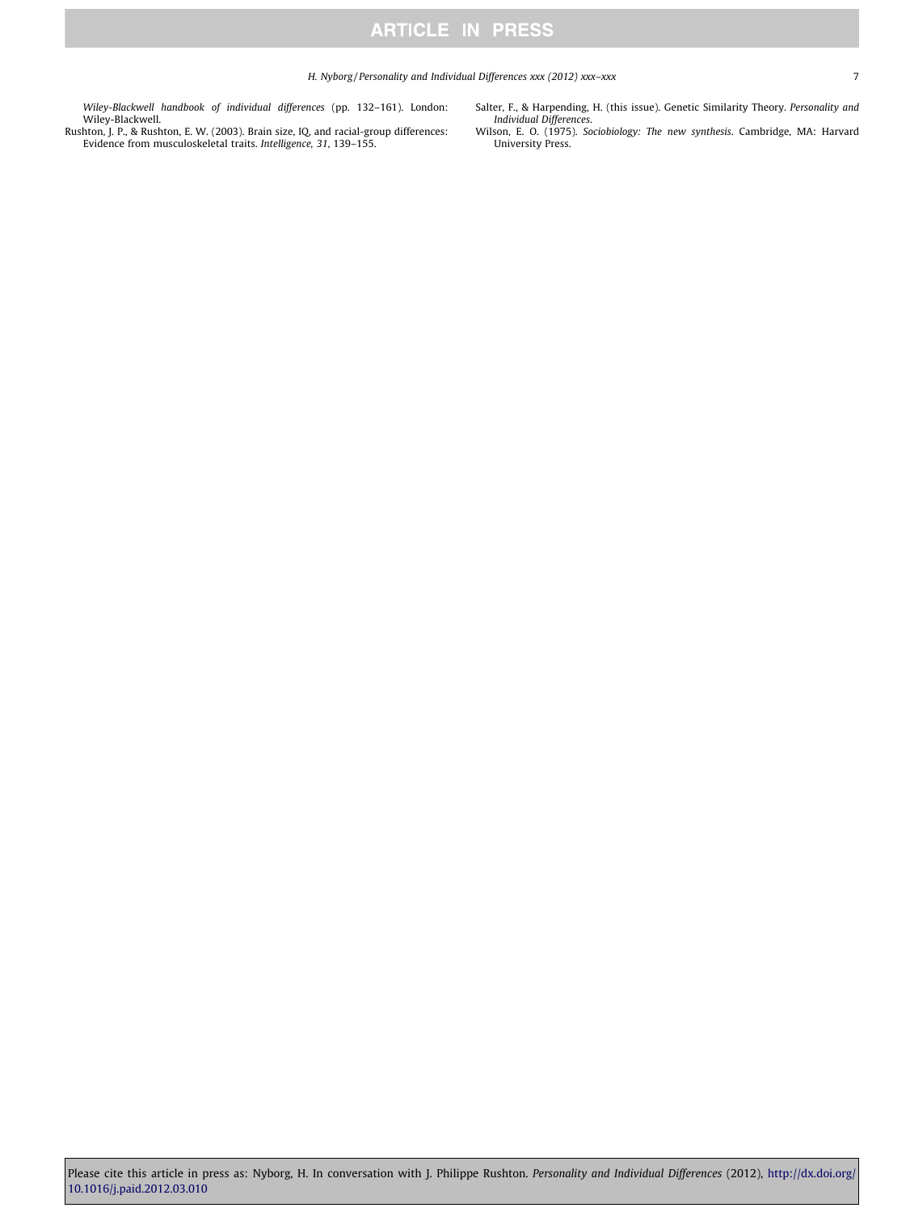*Wiley-Blackwell handbook of individual differences* (pp. 132–161). London: Wiley-Blackwell.

Rushton, J. P., & Rushton, E. W. (2003). Brain size, IQ, and racial-group differences: Evidence from musculoskeletal traits. *Intelligence, 31*, 139–155.

Salter, F., & Harpending, H. (this issue). Genetic Similarity Theory. *Personality and Individual Differences*.

Wilson, E. O. (1975). *Sociobiology: The new synthesis*. Cambridge, MA: Harvard University Press.